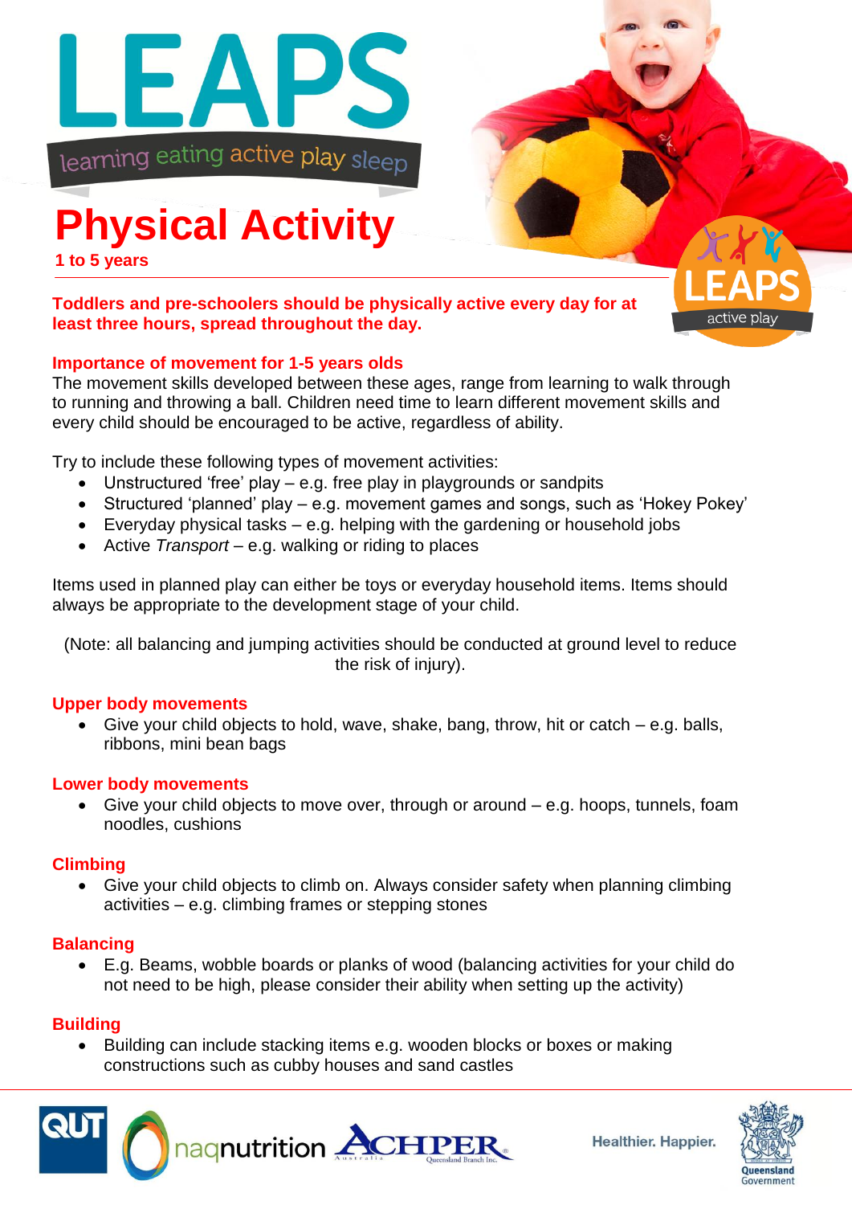# LEAPS

learning eating active play sleep

## Physical Activity

**1 to 5 years**

**Toddlers and pre-schoolers should be physically active every day for at least three hours, spread throughout the day.**

LEAPS active play

### Importance of movement for 1-5 years olds

The movement skills developed between these ages, range from learning to walk through to running and throwing a ball. Children need time to learn different movement skills and every child should be encouraged to be active, regardless of ability.

Try to include these following types of movement activities:

- Unstructured 'free' play – e.g. free play in playgrounds or sandpits
- Structured 'planned' play – e.g. movement games and songs, such as 'Hokey Pokey'
- Everyday physical tasks – e.g. helping with the gardening or household jobs
- Active *Transport* – e.g. walking or riding to places

Items used in planned play can either be toys or everyday household items. Items should always be appropriate to the development stage of your child.

(Note: all balancing and jumping activities should be conducted at ground level to reduce the risk of injury).

### Upper body movements

- Give your child objects to hold, wave, shake, bang, throw, hit or catch – e.g. balls, ribbons, mini bean bags

### Lower body movements

- Give your child objects to move over, through or around – e.g. hoops, tunnels, foam noodles, cushions

### Climbing

- Give your child objects to climb on. Always consider safety when planning climbing activities – e.g. climbing frames or stepping stones

### Balancing

- E.g. Beams, wobble boards or planks of wood (balancing activities for your child do not need to be high, please consider their ability when setting up the activity)

### Building

- Building can include stacking items e.g. wooden blocks or boxes or making constructions such as cubby houses and sand castles

QUT naqnutrition ACHPER Healthier. Happier. Queensland Government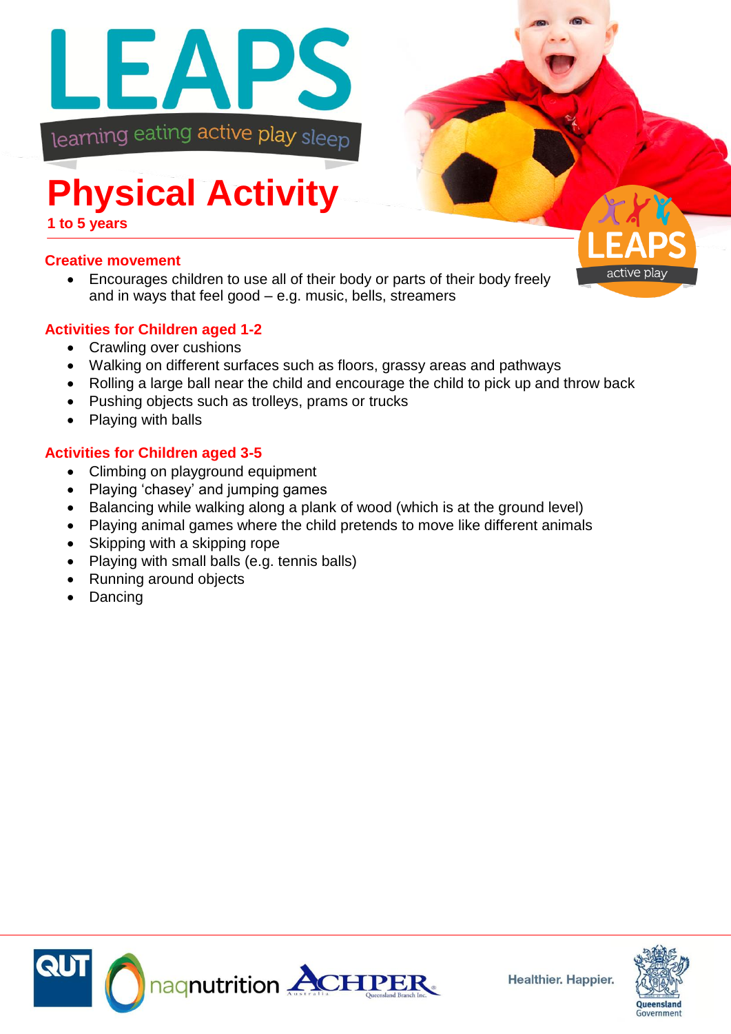# LEAPS

learning eating active play sleep

## Physical Activity

**1 to 5 years**

### Creative movement

- Encourages children to use all of their body or parts of their body freely and in ways that feel good – e.g. music, bells, streamers

### Activities for Children aged 1-2

- Crawling over cushions
- Walking on different surfaces such as floors, grassy areas and pathways
- Rolling a large ball near the child and encourage the child to pick up and throw back
- Pushing objects such as trolleys, prams or trucks
- Playing with balls

### Activities for Children aged 3-5

- Climbing on playground equipment
- Playing 'chasey' and jumping games
- Balancing while walking along a plank of wood (which is at the ground level)
- Playing animal games where the child pretends to move like different animals
- Skipping with a skipping rope
- Playing with small balls (e.g. tennis balls)
- Running around objects
- Dancing